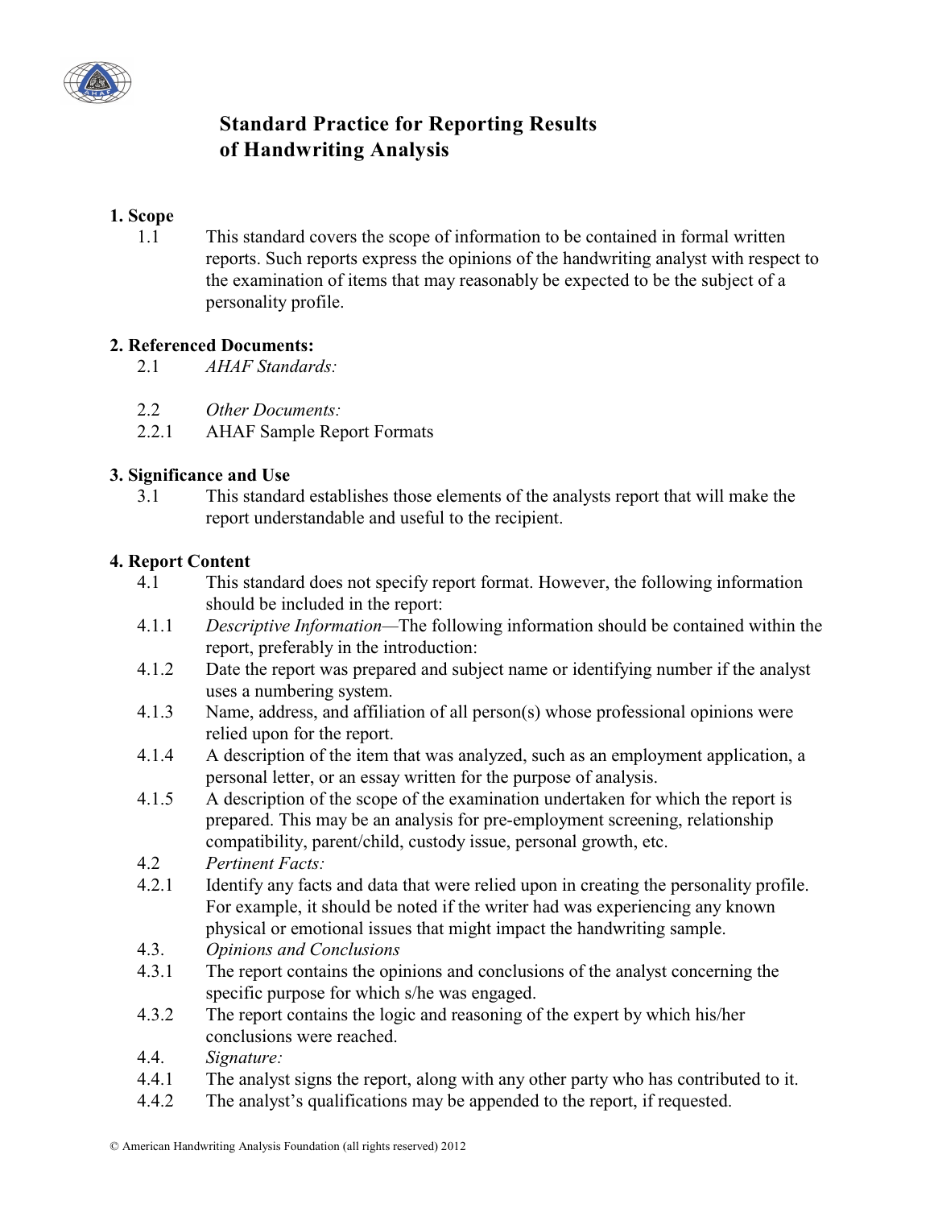# Standard Practice for Reporting Results of Handwriting Analysis

## 1. Scope

1.1 This standard covers the scope of information to be contained in formal written reports. Such reports express the opinions of the handwriting analyst with respect to the examination of items that may reasonably be expected to be the subject of a personality profile.

## 2. Referenced Documents:

2.1 *AHAF Standards:*

2.2 *Other Documents:*

2.2.1 AHAF Sample Report Formats

## 3. Significance and Use

3.1 This standard establishes those elements of the analysts report that will make the report understandable and useful to the recipient.

## 4. Report Content

4.1 This standard does not specify report format. However, the following information should be included in the report:

4.1.1 *Descriptive Information*—The following information should be contained within the report, preferably in the introduction:

4.1.2 Date the report was prepared and subject name or identifying number if the analyst uses a numbering system.

4.1.3 Name, address, and affiliation of all person(s) whose professional opinions were relied upon for the report.

4.1.4 A description of the item that was analyzed, such as an employment application, a personal letter, or an essay written for the purpose of analysis.

4.1.5 A description of the scope of the examination undertaken for which the report is prepared. This may be an analysis for pre-employment screening, relationship compatibility, parent/child, custody issue, personal growth, etc.

4.2 *Pertinent Facts:*

4.2.1 Identify any facts and data that were relied upon in creating the personality profile. For example, it should be noted if the writer had was experiencing any known physical or emotional issues that might impact the handwriting sample.

4.3. *Opinions and Conclusions*

4.3.1 The report contains the opinions and conclusions of the analyst concerning the specific purpose for which s/he was engaged.

4.3.2 The report contains the logic and reasoning of the expert by which his/her conclusions were reached.

4.4. *Signature:*

4.4.1 The analyst signs the report, along with any other party who has contributed to it.

4.4.2 The analyst's qualifications may be appended to the report, if requested.

© American Handwriting Analysis Foundation (all rights reserved) 2012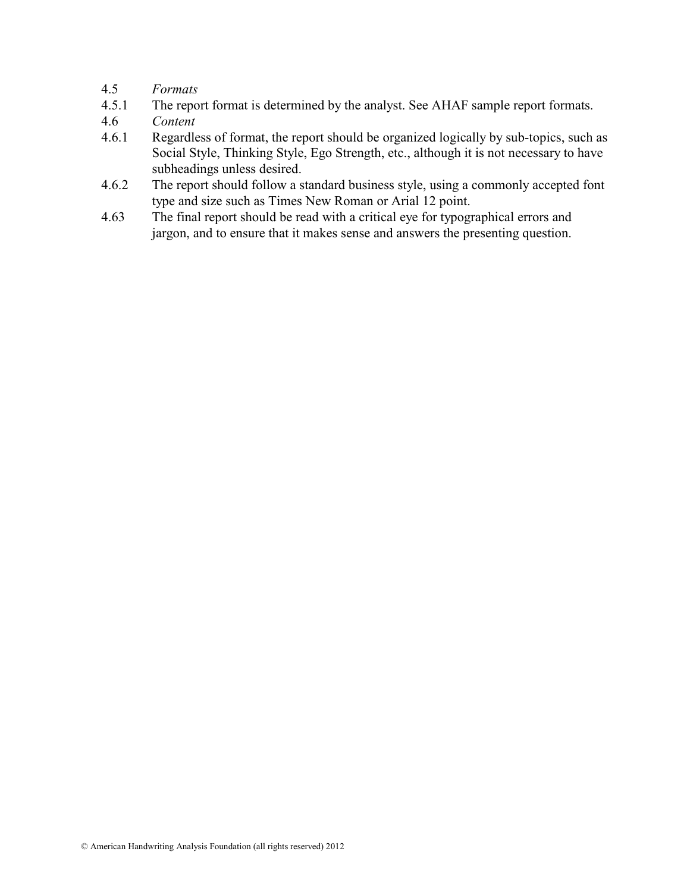4.5 *Formats*

4.5.1 The report format is determined by the analyst. See AHAF sample report formats.

4.6 *Content*

4.6.1 Regardless of format, the report should be organized logically by sub-topics, such as Social Style, Thinking Style, Ego Strength, etc., although it is not necessary to have subheadings unless desired.

4.6.2 The report should follow a standard business style, using a commonly accepted font type and size such as Times New Roman or Arial 12 point.

4.63 The final report should be read with a critical eye for typographical errors and jargon, and to ensure that it makes sense and answers the presenting question.

© American Handwriting Analysis Foundation (all rights reserved) 2012